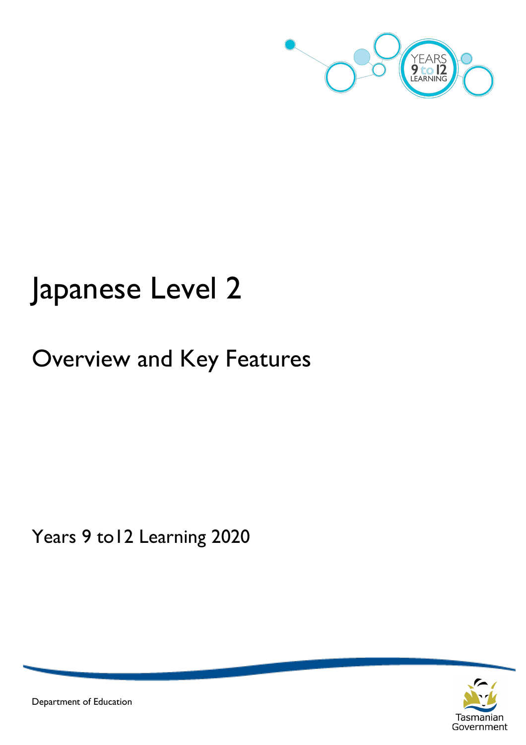# Japanese Level 2

## Overview and Key Features

Years 9 to12 Learning 2020

Department of Education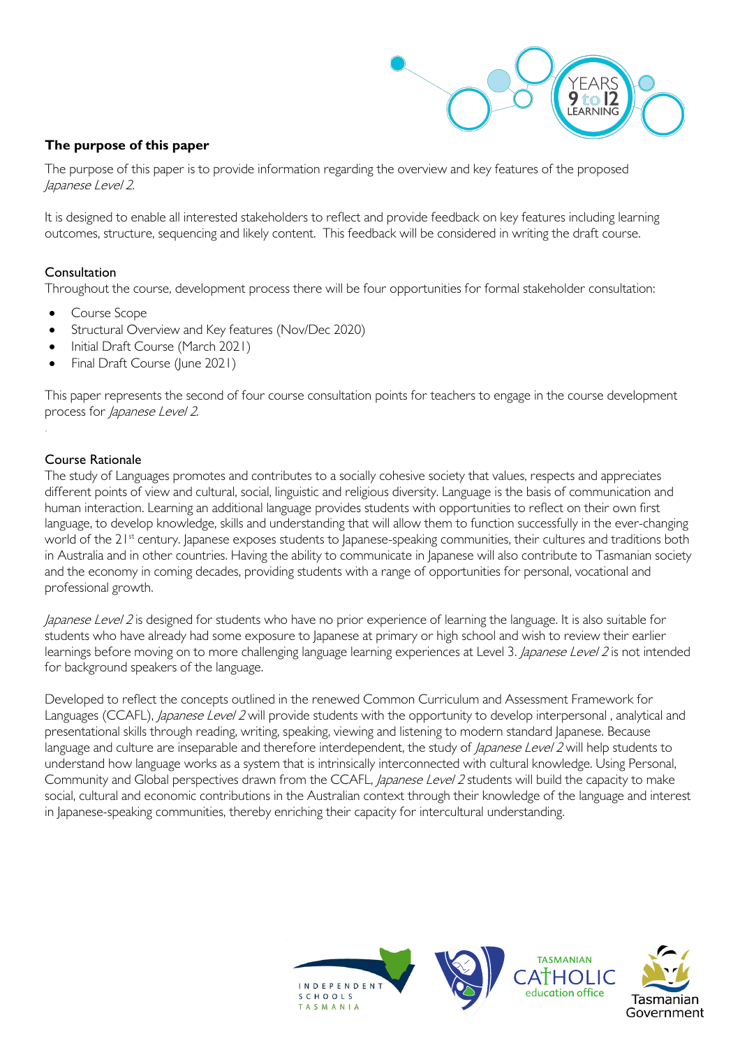## The purpose of this paper

The purpose of this paper is to provide information regarding the overview and key features of the proposed *Japanese Level 2.*

It is designed to enable all interested stakeholders to reflect and provide feedback on key features including learning outcomes, structure, sequencing and likely content. This feedback will be considered in writing the draft course.

### Consultation

Throughout the course, development process there will be four opportunities for formal stakeholder consultation:

- Course Scope
- Structural Overview and Key features (Nov/Dec 2020)
- Initial Draft Course (March 2021)
- Final Draft Course (June 2021)

This paper represents the second of four course consultation points for teachers to engage in the course development process for *Japanese Level 2.*

### Course Rationale

The study of Languages promotes and contributes to a socially cohesive society that values, respects and appreciates different points of view and cultural, social, linguistic and religious diversity. Language is the basis of communication and human interaction. Learning an additional language provides students with opportunities to reflect on their own first language, to develop knowledge, skills and understanding that will allow them to function successfully in the ever-changing world of the 21st century. Japanese exposes students to Japanese-speaking communities, their cultures and traditions both in Australia and in other countries. Having the ability to communicate in Japanese will also contribute to Tasmanian society and the economy in coming decades, providing students with a range of opportunities for personal, vocational and professional growth.

*Japanese Level 2* is designed for students who have no prior experience of learning the language. It is also suitable for students who have already had some exposure to Japanese at primary or high school and wish to review their earlier learnings before moving on to more challenging language learning experiences at Level 3. *Japanese Level 2* is not intended for background speakers of the language.

Developed to reflect the concepts outlined in the renewed Common Curriculum and Assessment Framework for Languages (CCAFL), *Japanese Level 2* will provide students with the opportunity to develop interpersonal , analytical and presentational skills through reading, writing, speaking, viewing and listening to modern standard Japanese. Because language and culture are inseparable and therefore interdependent, the study of *Japanese Level 2* will help students to understand how language works as a system that is intrinsically interconnected with cultural knowledge. Using Personal, Community and Global perspectives drawn from the CCAFL, *Japanese Level 2* students will build the capacity to make social, cultural and economic contributions in the Australian context through their knowledge of the language and interest in Japanese-speaking communities, thereby enriching their capacity for intercultural understanding.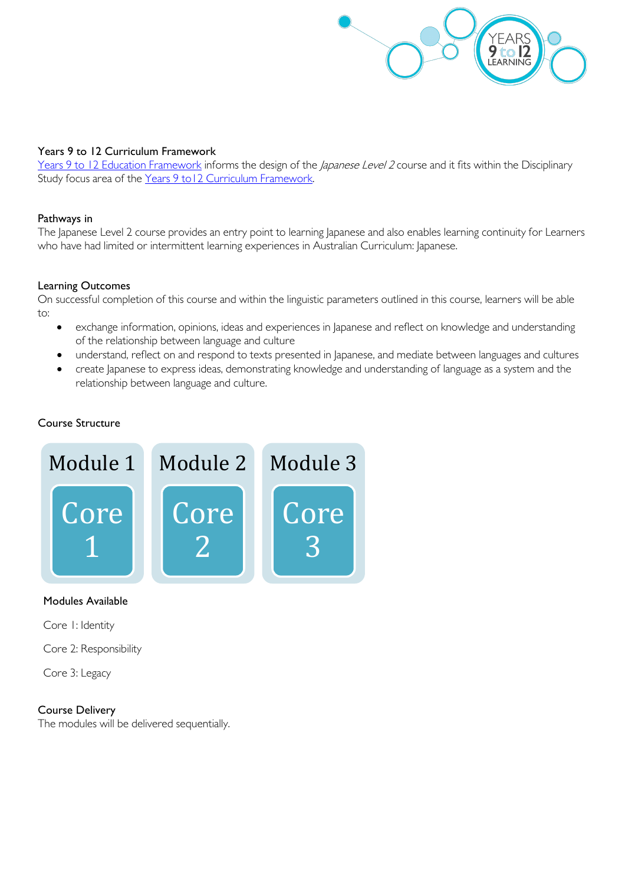### Years 9 to 12 Curriculum Framework

[Years 9 to 12 Education Framework] informs the design of the *Japanese Level 2* course and it fits within the Disciplinary Study focus area of the [Years 9 to12 Curriculum Framework].

### Pathways in

The Japanese Level 2 course provides an entry point to learning Japanese and also enables learning continuity for Learners who have had limited or intermittent learning experiences in Australian Curriculum: Japanese.

### Learning Outcomes

On successful completion of this course and within the linguistic parameters outlined in this course, learners will be able to:

- exchange information, opinions, ideas and experiences in Japanese and reflect on knowledge and understanding of the relationship between language and culture
- understand, reflect on and respond to texts presented in Japanese, and mediate between languages and cultures
- create Japanese to express ideas, demonstrating knowledge and understanding of language as a system and the relationship between language and culture.

### Course Structure

| Module 1 | Module 2 | Module 3 |
| --- | --- | --- |
| Core 1 | Core 2 | Core 3 |

### Modules Available

Core 1: Identity

Core 2: Responsibility

Core 3: Legacy

### Course Delivery

The modules will be delivered sequentially.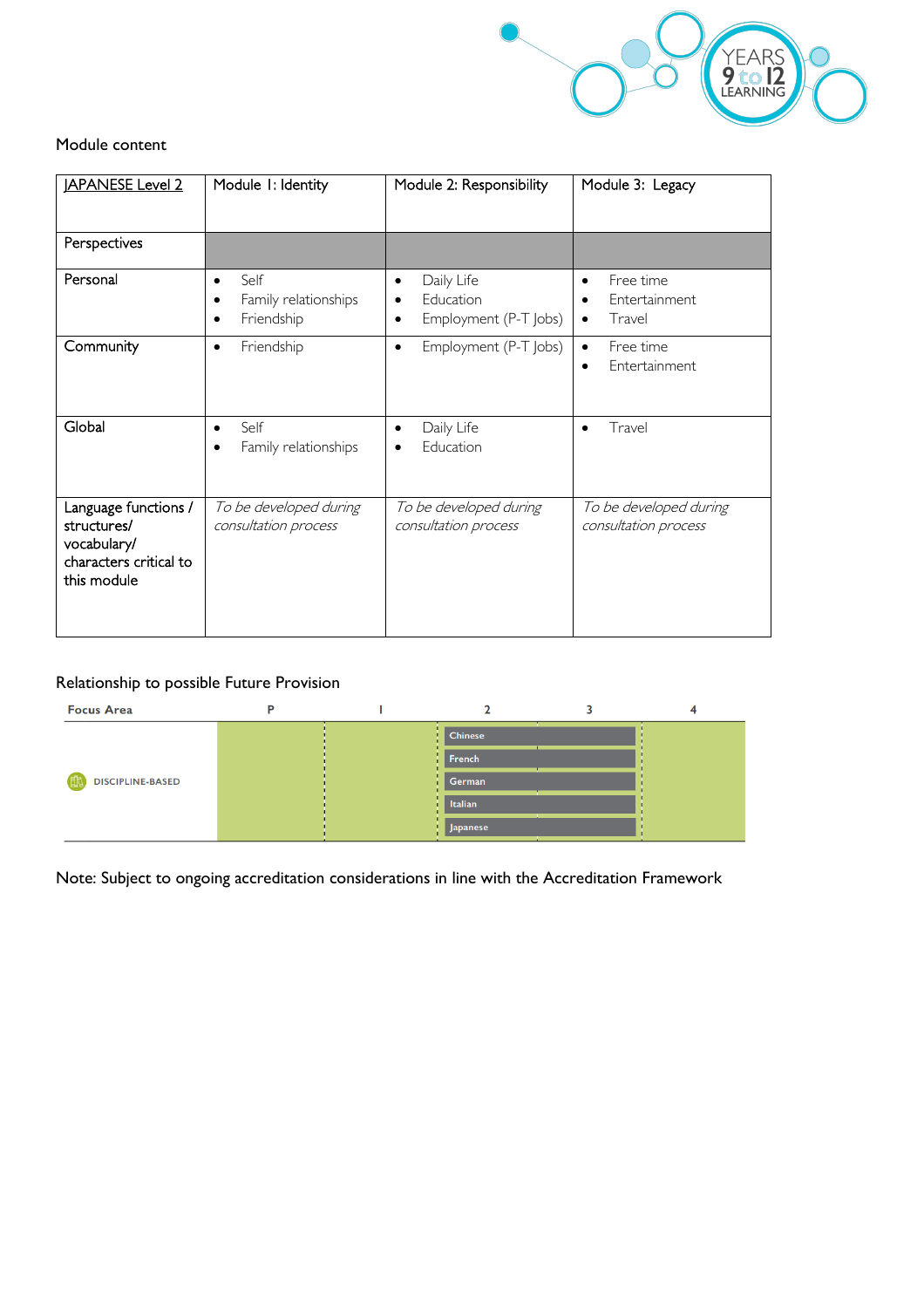Module content

| JAPANESE Level 2 | Module 1: Identity | Module 2: Responsibility | Module 3: Legacy |
|---|---|---|---|
| Perspectives | | | |
| Personal | • Self<br>• Family relationships<br>• Friendship | • Daily Life<br>• Education<br>• Employment (P-T Jobs) | • Free time<br>• Entertainment<br>• Travel |
| Community | • Friendship | • Employment (P-T Jobs) | • Free time<br>• Entertainment |
| Global | • Self<br>• Family relationships | • Daily Life<br>• Education | • Travel |
| Language functions / structures/ vocabulary/ characters critical to this module | *To be developed during consultation process* | *To be developed during consultation process* | *To be developed during consultation process* |

Relationship to possible Future Provision

Focus Area

P

1

2

3

4

DISCIPLINE-BASED

Chinese

French

German

Italian

Japanese

Note: Subject to ongoing accreditation considerations in line with the Accreditation Framework